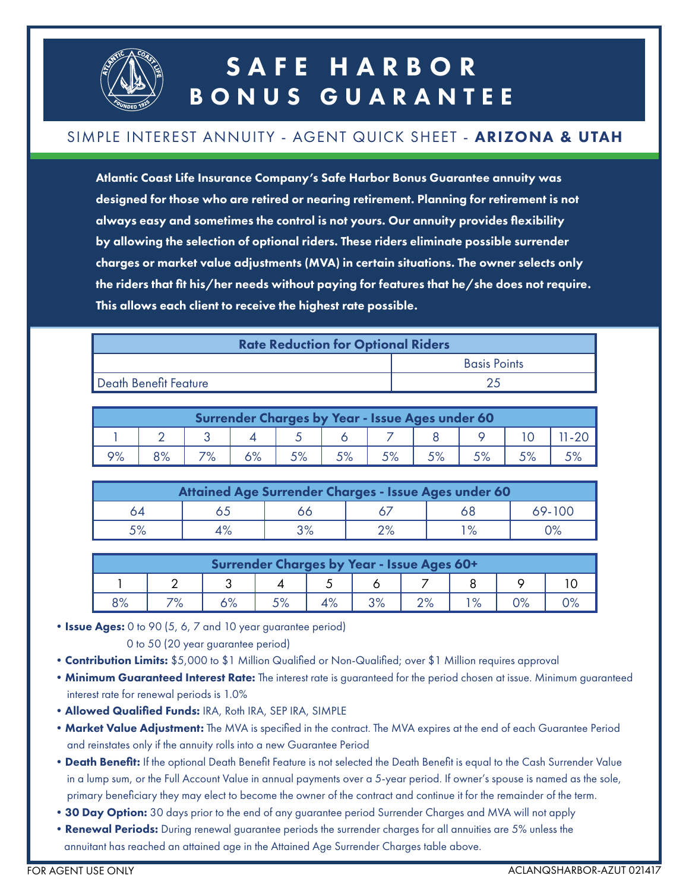# SAFE HARBOR BONUS GUARANTEE

## SIMPLE INTEREST ANNUITY - AGENT QUICK SHEET - **ARIZONA & UTAH**

**Atlantic Coast Life Insurance Company's Safe Harbor Bonus Guarantee annuity was designed for those who are retired or nearing retirement. Planning for retirement is not always easy and sometimes the control is not yours. Our annuity provides flexibility by allowing the selection of optional riders. These riders eliminate possible surrender charges or market value adjustments (MVA) in certain situations. The owner selects only the riders that fit his/her needs without paying for features that he/she does not require. This allows each client to receive the highest rate possible.**

| Rate Reduction for Optional Riders | |
|---|---|
| | Basis Points |
| Death Benefit Feature | 25 |

| Surrender Charges by Year - Issue Ages under 60 | | | | | | | | | | |
|---|---|---|---|---|---|---|---|---|---|---|
| 1 | 2 | 3 | 4 | 5 | 6 | 7 | 8 | 9 | 10 | 11-20 |
| 9% | 8% | 7% | 6% | 5% | 5% | 5% | 5% | 5% | 5% | 5% |

| Attained Age Surrender Charges - Issue Ages under 60 | | | | | |
|---|---|---|---|---|---|
| 64 | 65 | 66 | 67 | 68 | 69-100 |
| 5% | 4% | 3% | 2% | 1% | 0% |

| Surrender Charges by Year - Issue Ages 60+ | | | | | | | | | |
|---|---|---|---|---|---|---|---|---|---|
| 1 | 2 | 3 | 4 | 5 | 6 | 7 | 8 | 9 | 10 |
| 8% | 7% | 6% | 5% | 4% | 3% | 2% | 1% | 0% | 0% |

- **Issue Ages:** 0 to 90 (5, 6, 7 and 10 year guarantee period)
  0 to 50 (20 year guarantee period)
- **Contribution Limits:** $5,000 to $1 Million Qualified or Non-Qualified; over $1 Million requires approval
- **Minimum Guaranteed Interest Rate:** The interest rate is guaranteed for the period chosen at issue. Minimum guaranteed interest rate for renewal periods is 1.0%
- **Allowed Qualified Funds:** IRA, Roth IRA, SEP IRA, SIMPLE
- **Market Value Adjustment:** The MVA is specified in the contract. The MVA expires at the end of each Guarantee Period and reinstates only if the annuity rolls into a new Guarantee Period
- **Death Benefit:** If the optional Death Benefit Feature is not selected the Death Benefit is equal to the Cash Surrender Value in a lump sum, or the Full Account Value in annual payments over a 5-year period. If owner's spouse is named as the sole, primary beneficiary they may elect to become the owner of the contract and continue it for the remainder of the term.
- **30 Day Option:** 30 days prior to the end of any guarantee period Surrender Charges and MVA will not apply
- **Renewal Periods:** During renewal guarantee periods the surrender charges for all annuities are 5% unless the annuitant has reached an attained age in the Attained Age Surrender Charges table above.

FOR AGENT USE ONLY

ACLANQSHARBOR-AZUT 021417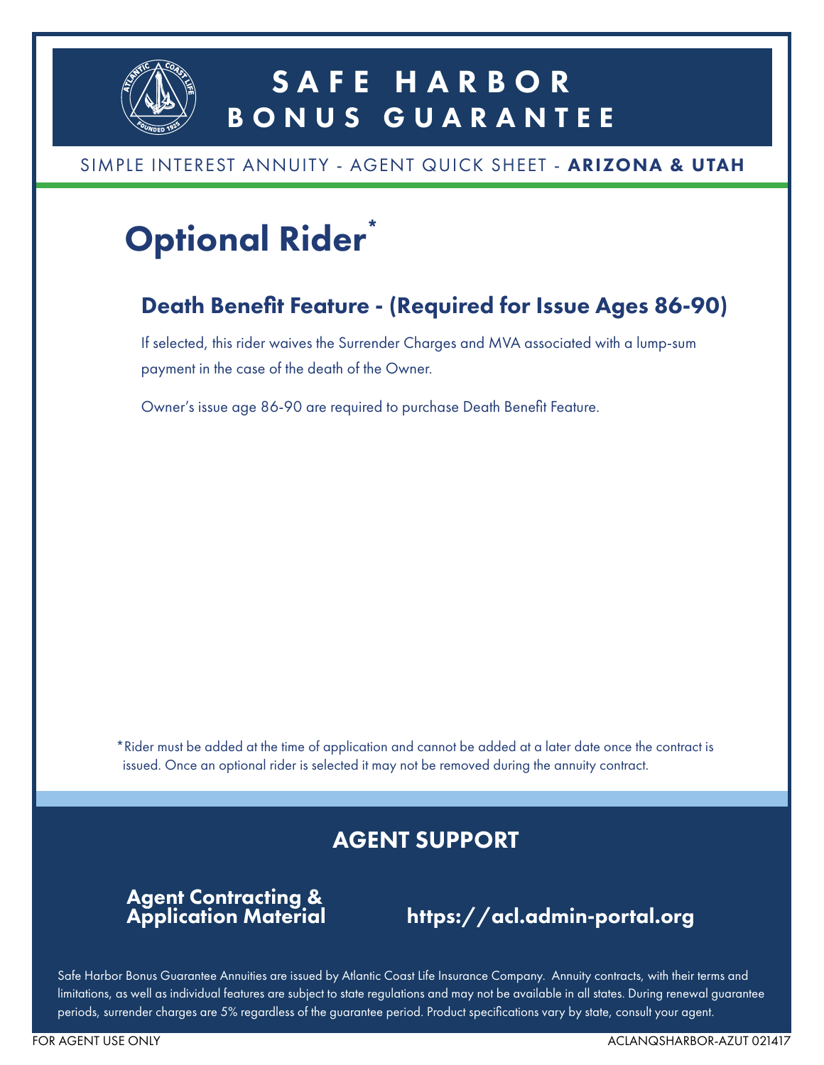# SAFE HARBOR BONUS GUARANTEE

SIMPLE INTEREST ANNUITY - AGENT QUICK SHEET - **ARIZONA & UTAH**

## Optional Rider*

### Death Benefit Feature - (Required for Issue Ages 86-90)

If selected, this rider waives the Surrender Charges and MVA associated with a lump-sum payment in the case of the death of the Owner.

Owner's issue age 86-90 are required to purchase Death Benefit Feature.

*Rider must be added at the time of application and cannot be added at a later date once the contract is issued. Once an optional rider is selected it may not be removed during the annuity contract.

## AGENT SUPPORT

**Agent Contracting & Application Material** **https://acl.admin-portal.org**

Safe Harbor Bonus Guarantee Annuities are issued by Atlantic Coast Life Insurance Company. Annuity contracts, with their terms and limitations, as well as individual features are subject to state regulations and may not be available in all states. During renewal guarantee periods, surrender charges are 5% regardless of the guarantee period. Product specifications vary by state, consult your agent.

FOR AGENT USE ONLY

ACLANQSHARBOR-AZUT 021417